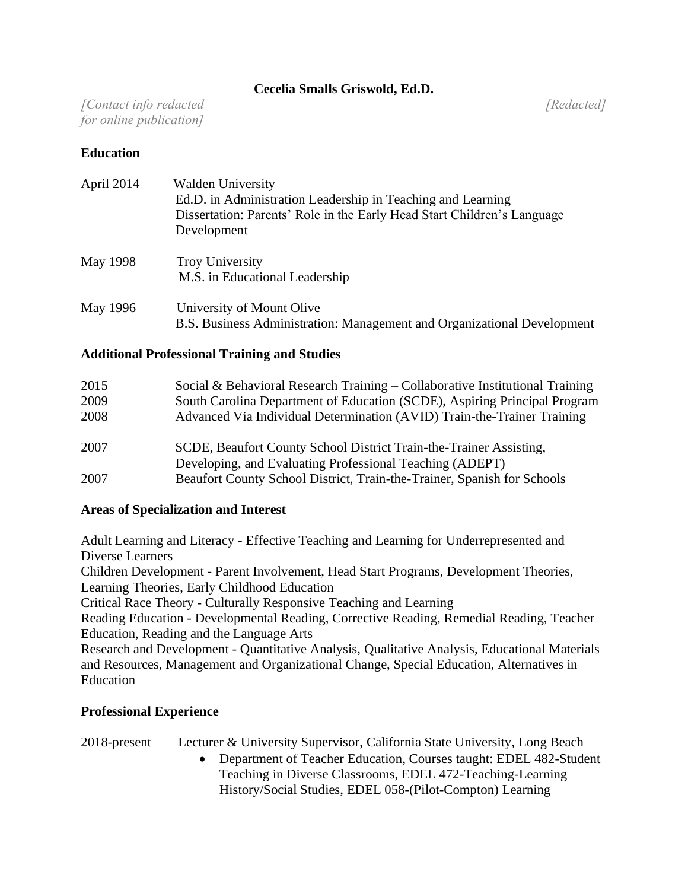# Cecelia Smalls Griswold, Ed.D.

*[Contact info redacted for online publication]* *[Redacted]*

## Education

April 2014 Walden University
Ed.D. in Administration Leadership in Teaching and Learning
Dissertation: Parents' Role in the Early Head Start Children's Language Development

May 1998 Troy University
M.S. in Educational Leadership

May 1996 University of Mount Olive
B.S. Business Administration: Management and Organizational Development

## Additional Professional Training and Studies

2015 Social & Behavioral Research Training – Collaborative Institutional Training
2009 South Carolina Department of Education (SCDE), Aspiring Principal Program
2008 Advanced Via Individual Determination (AVID) Train-the-Trainer Training

2007 SCDE, Beaufort County School District Train-the-Trainer Assisting, Developing, and Evaluating Professional Teaching (ADEPT)
2007 Beaufort County School District, Train-the-Trainer, Spanish for Schools

## Areas of Specialization and Interest

Adult Learning and Literacy - Effective Teaching and Learning for Underrepresented and Diverse Learners
Children Development - Parent Involvement, Head Start Programs, Development Theories, Learning Theories, Early Childhood Education
Critical Race Theory - Culturally Responsive Teaching and Learning
Reading Education - Developmental Reading, Corrective Reading, Remedial Reading, Teacher Education, Reading and the Language Arts
Research and Development - Quantitative Analysis, Qualitative Analysis, Educational Materials and Resources, Management and Organizational Change, Special Education, Alternatives in Education

## Professional Experience

2018-present Lecturer & University Supervisor, California State University, Long Beach

- Department of Teacher Education, Courses taught: EDEL 482-Student Teaching in Diverse Classrooms, EDEL 472-Teaching-Learning History/Social Studies, EDEL 058-(Pilot-Compton) Learning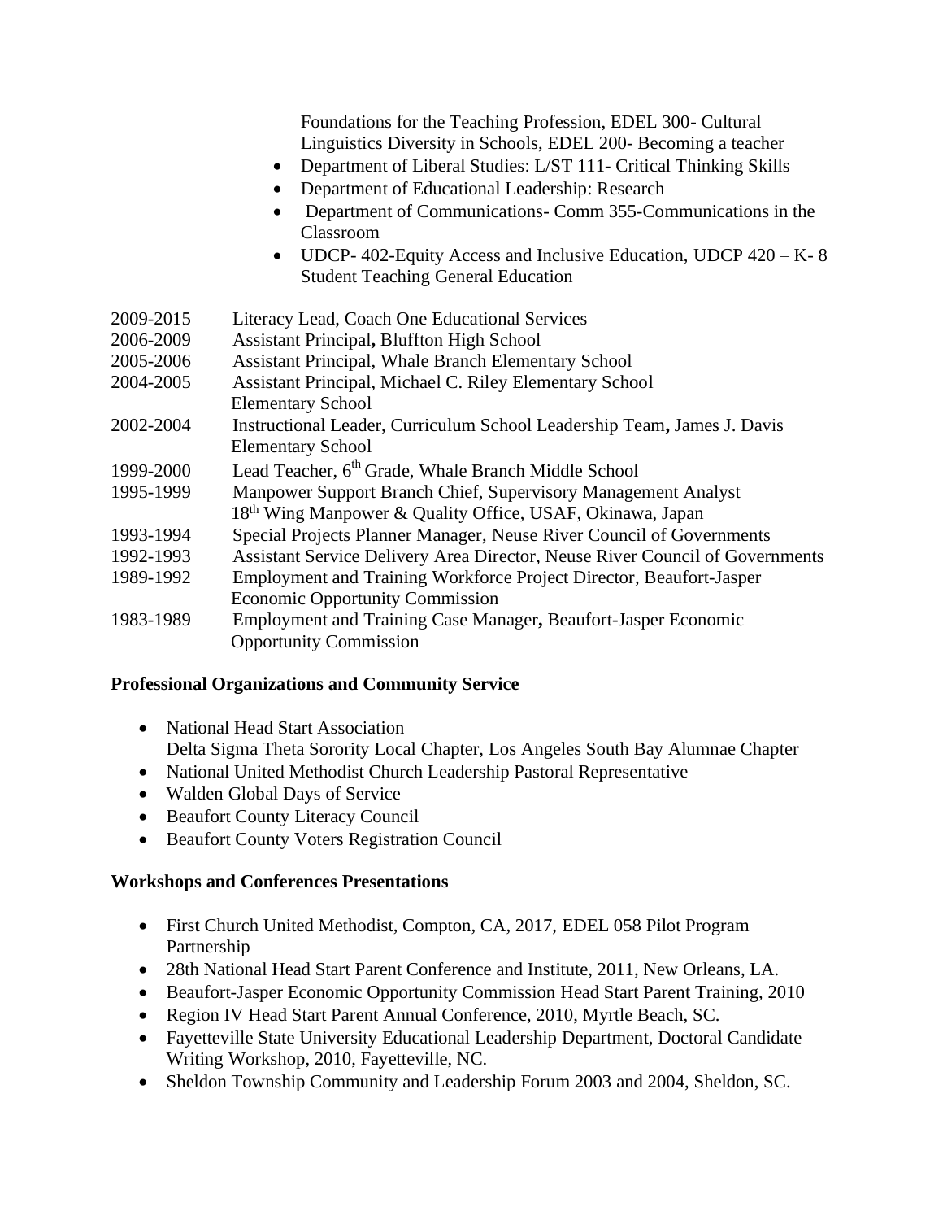Foundations for the Teaching Profession, EDEL 300- Cultural Linguistics Diversity in Schools, EDEL 200- Becoming a teacher

- Department of Liberal Studies: L/ST 111- Critical Thinking Skills
- Department of Educational Leadership: Research
- Department of Communications- Comm 355-Communications in the Classroom
- UDCP- 402-Equity Access and Inclusive Education, UDCP 420 – K- 8 Student Teaching General Education

2009-2015 Literacy Lead, Coach One Educational Services

2006-2009 Assistant Principal**,** Bluffton High School

2005-2006 Assistant Principal, Whale Branch Elementary School

2004-2005 Assistant Principal, Michael C. Riley Elementary School Elementary School

2002-2004 Instructional Leader, Curriculum School Leadership Team**,** James J. Davis Elementary School

1999-2000 Lead Teacher, 6th Grade, Whale Branch Middle School

1995-1999 Manpower Support Branch Chief, Supervisory Management Analyst 18th Wing Manpower & Quality Office, USAF, Okinawa, Japan

1993-1994 Special Projects Planner Manager, Neuse River Council of Governments

1992-1993 Assistant Service Delivery Area Director, Neuse River Council of Governments

1989-1992 Employment and Training Workforce Project Director, Beaufort-Jasper Economic Opportunity Commission

1983-1989 Employment and Training Case Manager**,** Beaufort-Jasper Economic Opportunity Commission

**Professional Organizations and Community Service**

- National Head Start Association
  Delta Sigma Theta Sorority Local Chapter, Los Angeles South Bay Alumnae Chapter
- National United Methodist Church Leadership Pastoral Representative
- Walden Global Days of Service
- Beaufort County Literacy Council
- Beaufort County Voters Registration Council

**Workshops and Conferences Presentations**

- First Church United Methodist, Compton, CA, 2017, EDEL 058 Pilot Program Partnership
- 28th National Head Start Parent Conference and Institute, 2011, New Orleans, LA.
- Beaufort-Jasper Economic Opportunity Commission Head Start Parent Training, 2010
- Region IV Head Start Parent Annual Conference, 2010, Myrtle Beach, SC.
- Fayetteville State University Educational Leadership Department, Doctoral Candidate Writing Workshop, 2010, Fayetteville, NC.
- Sheldon Township Community and Leadership Forum 2003 and 2004, Sheldon, SC.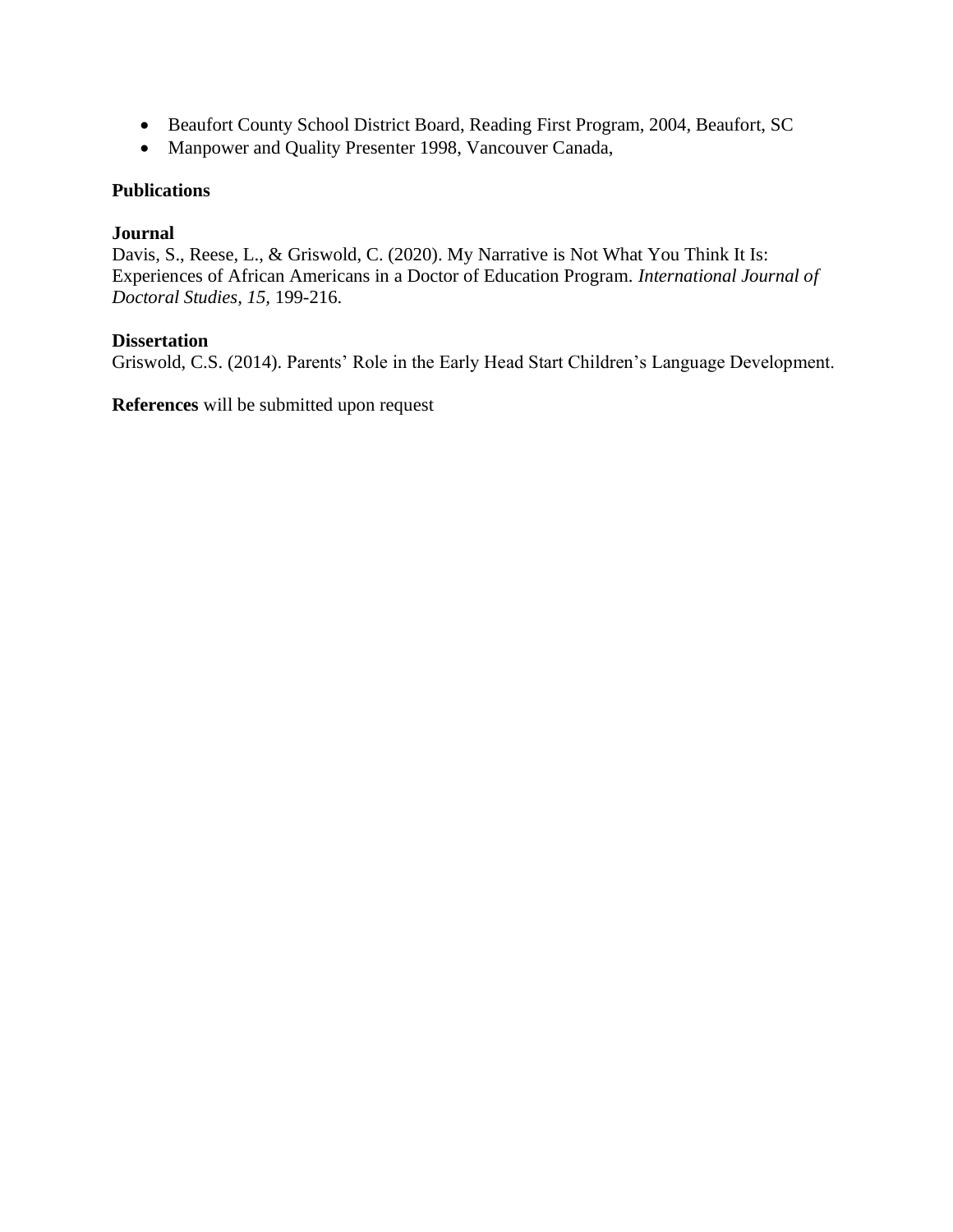- Beaufort County School District Board, Reading First Program, 2004, Beaufort, SC
- Manpower and Quality Presenter 1998, Vancouver Canada,

**Publications**

**Journal**
Davis, S., Reese, L., & Griswold, C. (2020). My Narrative is Not What You Think It Is: Experiences of African Americans in a Doctor of Education Program. *International Journal of Doctoral Studies, 15,* 199-216.

**Dissertation**
Griswold, C.S. (2014). Parents' Role in the Early Head Start Children's Language Development.

**References** will be submitted upon request